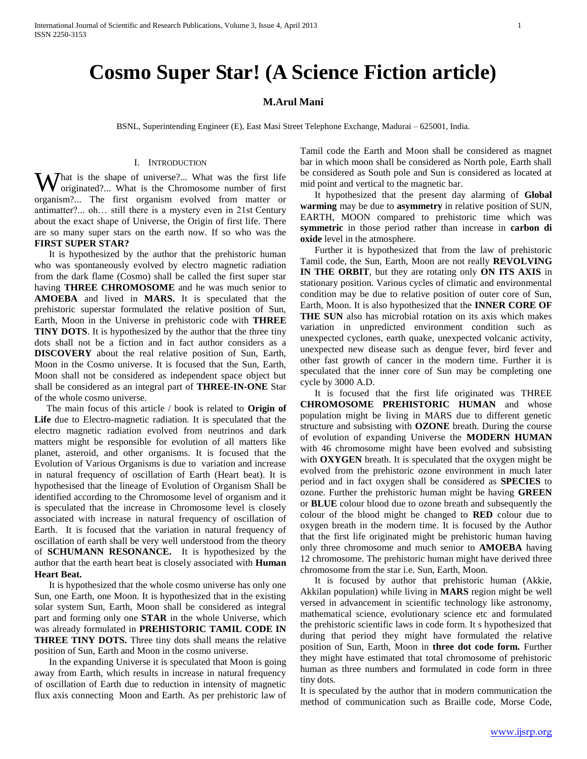# Cosmo Super Star! (A Science Fiction article)

**M.Arul Mani**

BSNL, Superintending Engineer (E), East Masi Street Telephone Exchange, Madurai – 625001, India.

## I. Introduction

What is the shape of universe?... What was the first life originated?... What is the Chromosome number of first organism?... The first organism evolved from matter or antimatter?... oh… still there is a mystery even in 21st Century about the exact shape of Universe, the Origin of first life. There are so many super stars on the earth now. If so who was the **FIRST SUPER STAR?**

It is hypothesized by the author that the prehistoric human who was spontaneously evolved by electro magnetic radiation from the dark flame (Cosmo) shall be called the first super star having **THREE CHROMOSOME** and he was much senior to **AMOEBA** and lived in **MARS.** It is speculated that the prehistoric superstar formulated the relative position of Sun, Earth, Moon in the Universe in prehistoric code with **THREE TINY DOTS**. It is hypothesized by the author that the three tiny dots shall not be a fiction and in fact author considers as a **DISCOVERY** about the real relative position of Sun, Earth, Moon in the Cosmo universe. It is focused that the Sun, Earth, Moon shall not be considered as independent space object but shall be considered as an integral part of **THREE-IN-ONE** Star of the whole cosmo universe.

The main focus of this article / book is related to **Origin of Life** due to Electro-magnetic radiation. It is speculated that the electro magnetic radiation evolved from neutrinos and dark matters might be responsible for evolution of all matters like planet, asteroid, and other organisms. It is focused that the Evolution of Various Organisms is due to variation and increase in natural frequency of oscillation of Earth (Heart beat). It is hypothesised that the lineage of Evolution of Organism Shall be identified according to the Chromosome level of organism and it is speculated that the increase in Chromosome level is closely associated with increase in natural frequency of oscillation of Earth. It is focused that the variation in natural frequency of oscillation of earth shall be very well understood from the theory of **SCHUMANN RESONANCE.** It is hypothesized by the author that the earth heart beat is closely associated with **Human Heart Beat.**

It is hypothesized that the whole cosmo universe has only one Sun, one Earth, one Moon. It is hypothesized that in the existing solar system Sun, Earth, Moon shall be considered as integral part and forming only one **STAR** in the whole Universe, which was already formulated in **PREHISTORIC TAMIL CODE IN THREE TINY DOTS.** Three tiny dots shall means the relative position of Sun, Earth and Moon in the cosmo universe.

In the expanding Universe it is speculated that Moon is going away from Earth, which results in increase in natural frequency of oscillation of Earth due to reduction in intensity of magnetic flux axis connecting Moon and Earth. As per prehistoric law of Tamil code the Earth and Moon shall be considered as magnet bar in which moon shall be considered as North pole, Earth shall be considered as South pole and Sun is considered as located at mid point and vertical to the magnetic bar.

It hypothesized that the present day alarming of **Global warming** may be due to **asymmetry** in relative position of SUN, EARTH, MOON compared to prehistoric time which was **symmetric** in those period rather than increase in **carbon di oxide** level in the atmosphere.

Further it is hypothesized that from the law of prehistoric Tamil code, the Sun, Earth, Moon are not really **REVOLVING IN THE ORBIT**, but they are rotating only **ON ITS AXIS** in stationary position. Various cycles of climatic and environmental condition may be due to relative position of outer core of Sun, Earth, Moon. It is also hypothesized that the **INNER CORE OF THE SUN** also has microbial rotation on its axis which makes variation in unpredicted environment condition such as unexpected cyclones, earth quake, unexpected volcanic activity, unexpected new disease such as dengue fever, bird fever and other fast growth of cancer in the modern time. Further it is speculated that the inner core of Sun may be completing one cycle by 3000 A.D.

It is focused that the first life originated was THREE **CHROMOSOME PREHISTORIC HUMAN** and whose population might be living in MARS due to different genetic structure and subsisting with **OZONE** breath. During the course of evolution of expanding Universe the **MODERN HUMAN** with 46 chromosome might have been evolved and subsisting with **OXYGEN** breath. It is speculated that the oxygen might be evolved from the prehistoric ozone environment in much later period and in fact oxygen shall be considered as **SPECIES** to ozone. Further the prehistoric human might be having **GREEN** or **BLUE** colour blood due to ozone breath and subsequently the colour of the blood might be changed to **RED** colour due to oxygen breath in the modern time. It is focused by the Author that the first life originated might be prehistoric human having only three chromosome and much senior to **AMOEBA** having 12 chromosome. The prehistoric human might have derived three chromosome from the star i.e. Sun, Earth, Moon.

It is focused by author that prehistoric human (Akkie, Akkilan population) while living in **MARS** region might be well versed in advancement in scientific technology like astronomy, mathematical science, evolutionary science etc and formulated the prehistoric scientific laws in code form. It s hypothesized that during that period they might have formulated the relative position of Sun, Earth, Moon in **three dot code form.** Further they might have estimated that total chromosome of prehistoric human as three numbers and formulated in code form in three tiny dots.

It is speculated by the author that in modern communication the method of communication such as Braille code, Morse Code,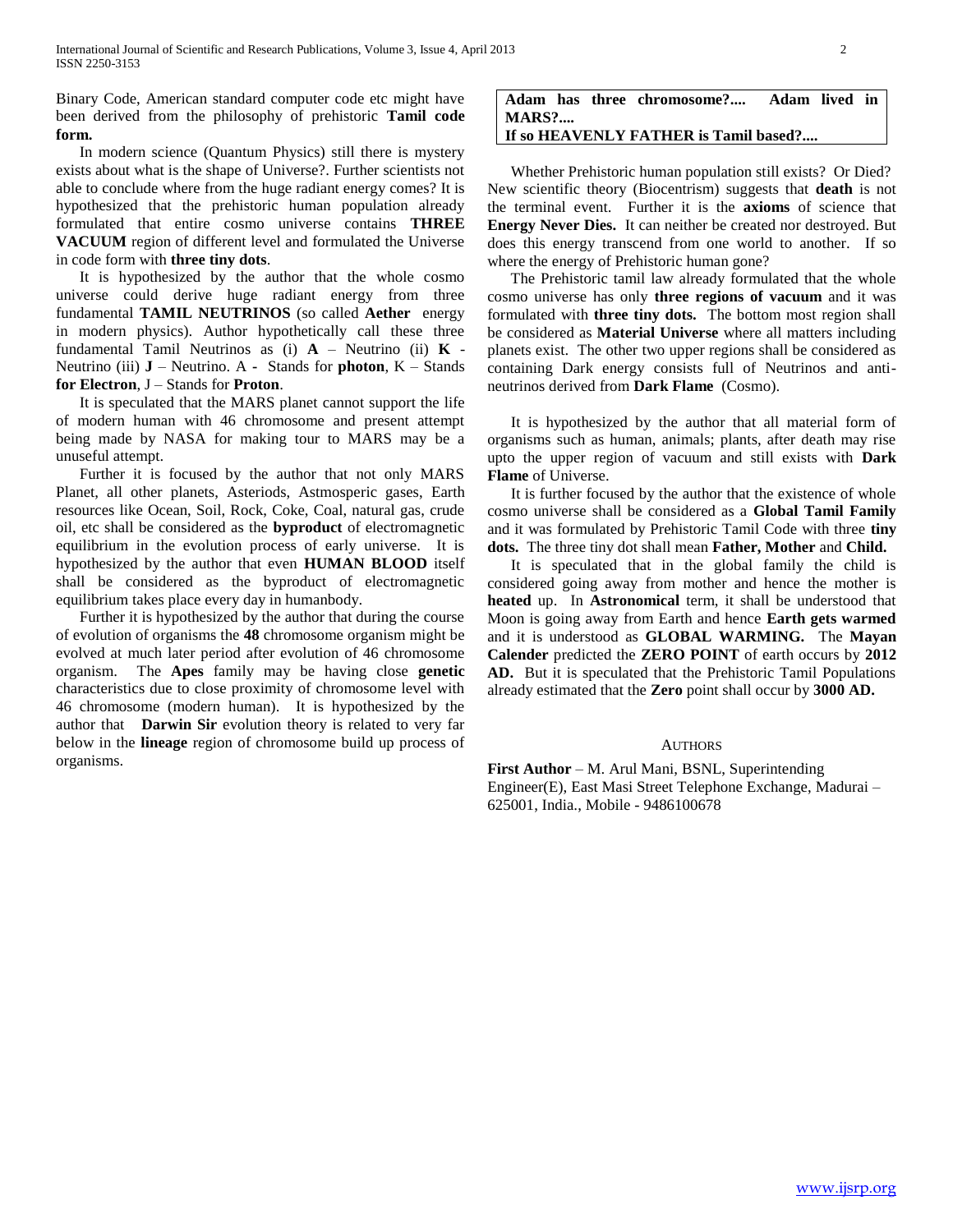Binary Code, American standard computer code etc might have been derived from the philosophy of prehistoric **Tamil code form.**

In modern science (Quantum Physics) still there is mystery exists about what is the shape of Universe?. Further scientists not able to conclude where from the huge radiant energy comes? It is hypothesized that the prehistoric human population already formulated that entire cosmo universe contains **THREE VACUUM** region of different level and formulated the Universe in code form with **three tiny dots**.

It is hypothesized by the author that the whole cosmo universe could derive huge radiant energy from three fundamental **TAMIL NEUTRINOS** (so called **Aether** energy in modern physics). Author hypothetically call these three fundamental Tamil Neutrinos as (i) **A** – Neutrino (ii) **K** - Neutrino (iii) **J** – Neutrino. A - Stands for **photon**, K – Stands **for Electron**, J – Stands for **Proton**.

It is speculated that the MARS planet cannot support the life of modern human with 46 chromosome and present attempt being made by NASA for making tour to MARS may be a unuseful attempt.

Further it is focused by the author that not only MARS Planet, all other planets, Asteriods, Astmosperic gases, Earth resources like Ocean, Soil, Rock, Coke, Coal, natural gas, crude oil, etc shall be considered as the **byproduct** of electromagnetic equilibrium in the evolution process of early universe. It is hypothesized by the author that even **HUMAN BLOOD** itself shall be considered as the byproduct of electromagnetic equilibrium takes place every day in humanbody.

Further it is hypothesized by the author that during the course of evolution of organisms the **48** chromosome organism might be evolved at much later period after evolution of 46 chromosome organism. The **Apes** family may be having close **genetic** characteristics due to close proximity of chromosome level with 46 chromosome (modern human). It is hypothesized by the author that **Darwin Sir** evolution theory is related to very far below in the **lineage** region of chromosome build up process of organisms.

**Adam has three chromosome?.... Adam lived in MARS?....**
**If so HEAVENLY FATHER is Tamil based?....**

Whether Prehistoric human population still exists? Or Died? New scientific theory (Biocentrism) suggests that **death** is not the terminal event. Further it is the **axioms** of science that **Energy Never Dies.** It can neither be created nor destroyed. But does this energy transcend from one world to another. If so where the energy of Prehistoric human gone?

The Prehistoric tamil law already formulated that the whole cosmo universe has only **three regions of vacuum** and it was formulated with **three tiny dots.** The bottom most region shall be considered as **Material Universe** where all matters including planets exist. The other two upper regions shall be considered as containing Dark energy consists full of Neutrinos and anti-neutrinos derived from **Dark Flame** (Cosmo).

It is hypothesized by the author that all material form of organisms such as human, animals; plants, after death may rise upto the upper region of vacuum and still exists with **Dark Flame** of Universe.

It is further focused by the author that the existence of whole cosmo universe shall be considered as a **Global Tamil Family** and it was formulated by Prehistoric Tamil Code with three **tiny dots.** The three tiny dot shall mean **Father, Mother** and **Child.**

It is speculated that in the global family the child is considered going away from mother and hence the mother is **heated** up. In **Astronomical** term, it shall be understood that Moon is going away from Earth and hence **Earth gets warmed** and it is understood as **GLOBAL WARMING.** The **Mayan Calender** predicted the **ZERO POINT** of earth occurs by **2012 AD.** But it is speculated that the Prehistoric Tamil Populations already estimated that the **Zero** point shall occur by **3000 AD.**

## AUTHORS

**First Author** – M. Arul Mani, BSNL, Superintending Engineer(E), East Masi Street Telephone Exchange, Madurai – 625001, India., Mobile - 9486100678